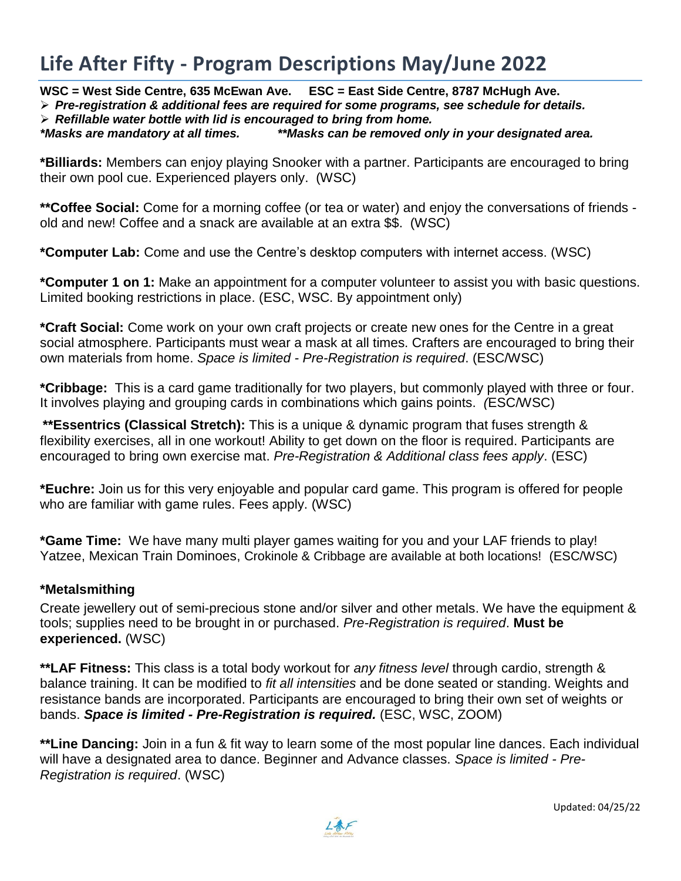# Life After Fifty - Program Descriptions May/June 2022

**WSC = West Side Centre, 635 McEwan Ave. ESC = East Side Centre, 8787 McHugh Ave.**

- ***Pre-registration & additional fees are required for some programs, see schedule for details.***
- ***Refillable water bottle with lid is encouraged to bring from home.***

***\*Masks are mandatory at all times. \*\*Masks can be removed only in your designated area.***

**\*Billiards:** Members can enjoy playing Snooker with a partner. Participants are encouraged to bring their own pool cue. Experienced players only. (WSC)

**\*\*Coffee Social:** Come for a morning coffee (or tea or water) and enjoy the conversations of friends - old and new! Coffee and a snack are available at an extra $$. (WSC)

**\*Computer Lab:** Come and use the Centre's desktop computers with internet access. (WSC)

**\*Computer 1 on 1:** Make an appointment for a computer volunteer to assist you with basic questions. Limited booking restrictions in place. (ESC, WSC. By appointment only)

**\*Craft Social:** Come work on your own craft projects or create new ones for the Centre in a great social atmosphere. Participants must wear a mask at all times. Crafters are encouraged to bring their own materials from home. *Space is limited - Pre-Registration is required*. (ESC/WSC)

**\*Cribbage:** This is a card game traditionally for two players, but commonly played with three or four. It involves playing and grouping cards in combinations which gains points. *(*ESC/WSC)

**\*\*Essentrics (Classical Stretch):** This is a unique & dynamic program that fuses strength & flexibility exercises, all in one workout! Ability to get down on the floor is required. Participants are encouraged to bring own exercise mat. *Pre-Registration & Additional class fees apply*. (ESC)

**\*Euchre:** Join us for this very enjoyable and popular card game. This program is offered for people who are familiar with game rules. Fees apply. (WSC)

**\*Game Time:** We have many multi player games waiting for you and your LAF friends to play! Yatzee, Mexican Train Dominoes, Crokinole & Cribbage are available at both locations! (ESC/WSC)

**\*Metalsmithing**

Create jewellery out of semi-precious stone and/or silver and other metals. We have the equipment & tools; supplies need to be brought in or purchased. *Pre-Registration is required*. **Must be experienced.** (WSC)

**\*\*LAF Fitness:** This class is a total body workout for *any fitness level* through cardio, strength & balance training. It can be modified to *fit all intensities* and be done seated or standing. Weights and resistance bands are incorporated. Participants are encouraged to bring their own set of weights or bands. ***Space is limited - Pre-Registration is required.*** (ESC, WSC, ZOOM)

**\*\*Line Dancing:** Join in a fun & fit way to learn some of the most popular line dances. Each individual will have a designated area to dance. Beginner and Advance classes. *Space is limited - Pre-Registration is required*. (WSC)

Updated: 04/25/22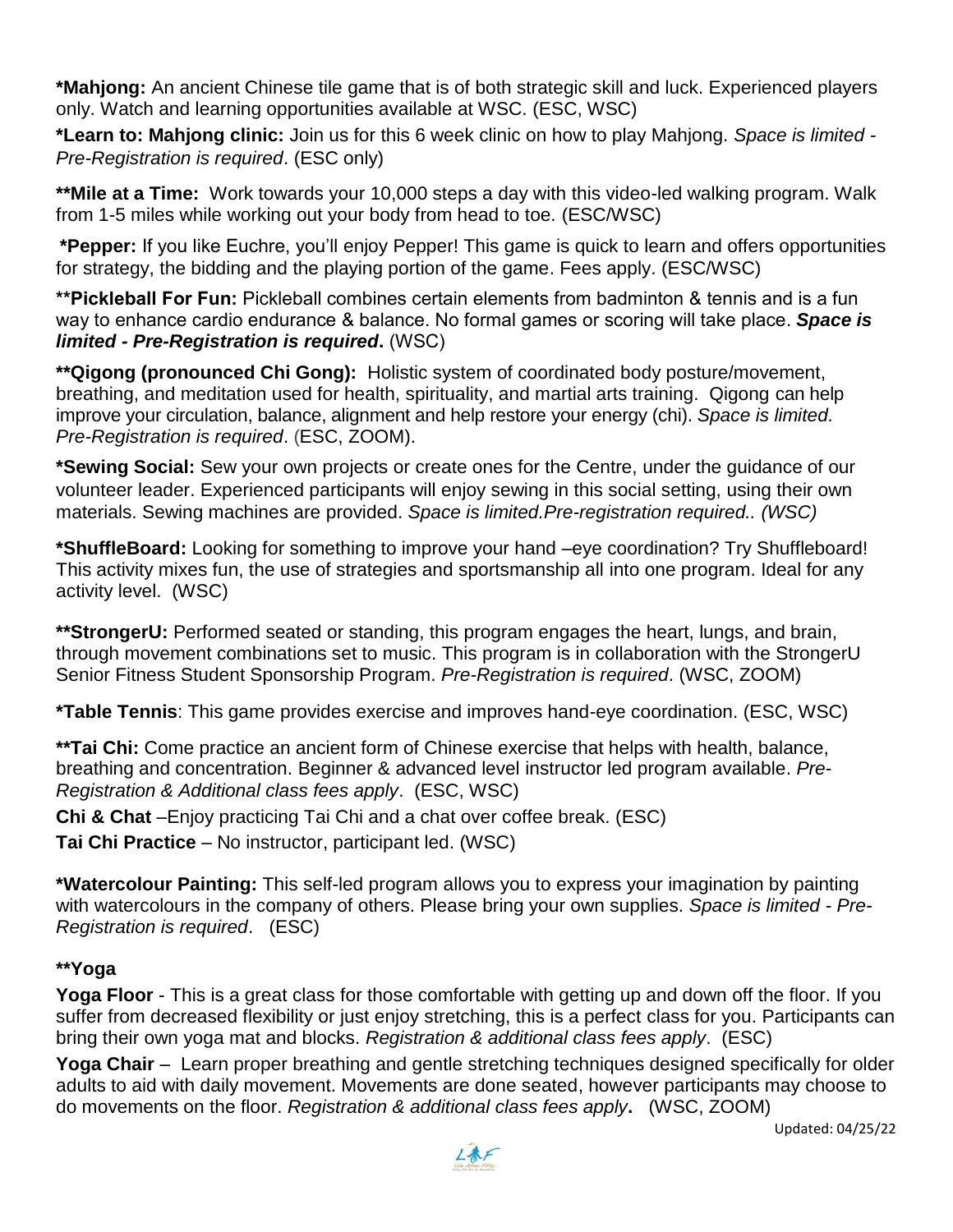**\*Mahjong:** An ancient Chinese tile game that is of both strategic skill and luck. Experienced players only. Watch and learning opportunities available at WSC. (ESC, WSC)

**\*Learn to: Mahjong clinic:** Join us for this 6 week clinic on how to play Mahjong. *Space is limited - Pre-Registration is required*. (ESC only)

**\*\*Mile at a Time:** Work towards your 10,000 steps a day with this video-led walking program. Walk from 1-5 miles while working out your body from head to toe. (ESC/WSC)

**\*Pepper:** If you like Euchre, you'll enjoy Pepper! This game is quick to learn and offers opportunities for strategy, the bidding and the playing portion of the game. Fees apply. (ESC/WSC)

**\*\*Pickleball For Fun:** Pickleball combines certain elements from badminton & tennis and is a fun way to enhance cardio endurance & balance. No formal games or scoring will take place. ***Space is limited - Pre-Registration is required*.** (WSC)

**\*\*Qigong (pronounced Chi Gong):** Holistic system of coordinated body posture/movement, breathing, and meditation used for health, spirituality, and martial arts training. Qigong can help improve your circulation, balance, alignment and help restore your energy (chi). *Space is limited. Pre-Registration is required*. (ESC, ZOOM).

**\*Sewing Social:** Sew your own projects or create ones for the Centre, under the guidance of our volunteer leader. Experienced participants will enjoy sewing in this social setting, using their own materials. Sewing machines are provided. *Space is limited.Pre-registration required.. (WSC)*

**\*ShuffleBoard:** Looking for something to improve your hand –eye coordination? Try Shuffleboard! This activity mixes fun, the use of strategies and sportsmanship all into one program. Ideal for any activity level. (WSC)

**\*\*StrongerU:** Performed seated or standing, this program engages the heart, lungs, and brain, through movement combinations set to music. This program is in collaboration with the StrongerU Senior Fitness Student Sponsorship Program. *Pre-Registration is required*. (WSC, ZOOM)

**\*Table Tennis**: This game provides exercise and improves hand-eye coordination. (ESC, WSC)

**\*\*Tai Chi:** Come practice an ancient form of Chinese exercise that helps with health, balance, breathing and concentration. Beginner & advanced level instructor led program available. *Pre-Registration & Additional class fees apply*. (ESC, WSC)

**Chi & Chat** –Enjoy practicing Tai Chi and a chat over coffee break. (ESC)

**Tai Chi Practice** – No instructor, participant led. (WSC)

**\*Watercolour Painting:** This self-led program allows you to express your imagination by painting with watercolours in the company of others. Please bring your own supplies. *Space is limited - Pre-Registration is required*. (ESC)

**\*\*Yoga**

**Yoga Floor** - This is a great class for those comfortable with getting up and down off the floor. If you suffer from decreased flexibility or just enjoy stretching, this is a perfect class for you. Participants can bring their own yoga mat and blocks. *Registration & additional class fees apply*. (ESC)

**Yoga Chair** – Learn proper breathing and gentle stretching techniques designed specifically for older adults to aid with daily movement. Movements are done seated, however participants may choose to do movements on the floor. *Registration & additional class fees apply***.** (WSC, ZOOM)

Updated: 04/25/22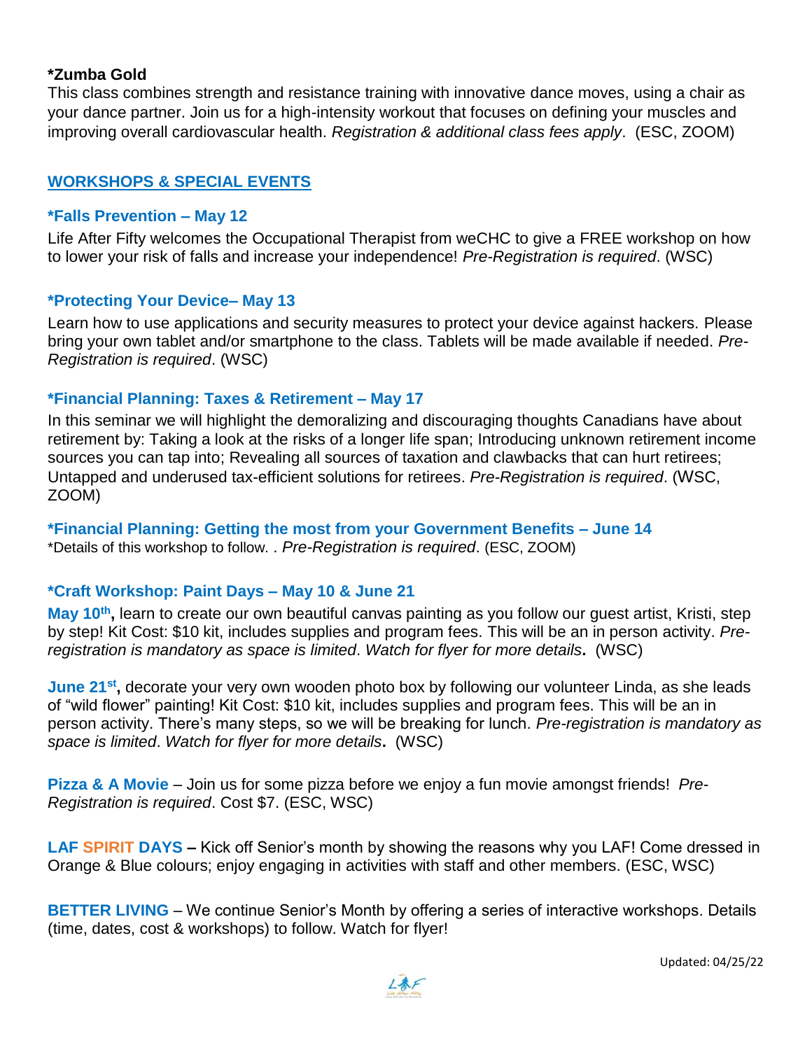**\*Zumba Gold**

This class combines strength and resistance training with innovative dance moves, using a chair as your dance partner. Join us for a high-intensity workout that focuses on defining your muscles and improving overall cardiovascular health. *Registration & additional class fees apply*. (ESC, ZOOM)

## WORKSHOPS & SPECIAL EVENTS

### *Falls Prevention – May 12

Life After Fifty welcomes the Occupational Therapist from weCHC to give a FREE workshop on how to lower your risk of falls and increase your independence! *Pre-Registration is required*. (WSC)

### *Protecting Your Device– May 13

Learn how to use applications and security measures to protect your device against hackers. Please bring your own tablet and/or smartphone to the class. Tablets will be made available if needed. *Pre-Registration is required*. (WSC)

### *Financial Planning: Taxes & Retirement – May 17

In this seminar we will highlight the demoralizing and discouraging thoughts Canadians have about retirement by: Taking a look at the risks of a longer life span; Introducing unknown retirement income sources you can tap into; Revealing all sources of taxation and clawbacks that can hurt retirees; Untapped and underused tax-efficient solutions for retirees. *Pre-Registration is required*. (WSC, ZOOM)

### *Financial Planning: Getting the most from your Government Benefits – June 14

*Details of this workshop to follow. . *Pre-Registration is required*. (ESC, ZOOM)

### *Craft Workshop: Paint Days – May 10 & June 21

**May 10th,** learn to create our own beautiful canvas painting as you follow our guest artist, Kristi, step by step! Kit Cost: $10 kit, includes supplies and program fees. This will be an in person activity. *Pre-registration is mandatory as space is limited*. *Watch for flyer for more details***.** (WSC)

**June 21st,** decorate your very own wooden photo box by following our volunteer Linda, as she leads of “wild flower” painting! Kit Cost: $10 kit, includes supplies and program fees. This will be an in person activity. There’s many steps, so we will be breaking for lunch. *Pre-registration is mandatory as space is limited*. *Watch for flyer for more details***.** (WSC)

**Pizza & A Movie** – Join us for some pizza before we enjoy a fun movie amongst friends! *Pre-Registration is required*. Cost $7. (ESC, WSC)

**LAF SPIRIT DAYS –** Kick off Senior’s month by showing the reasons why you LAF! Come dressed in Orange & Blue colours; enjoy engaging in activities with staff and other members. (ESC, WSC)

**BETTER LIVING** – We continue Senior’s Month by offering a series of interactive workshops. Details (time, dates, cost & workshops) to follow. Watch for flyer!

Updated: 04/25/22